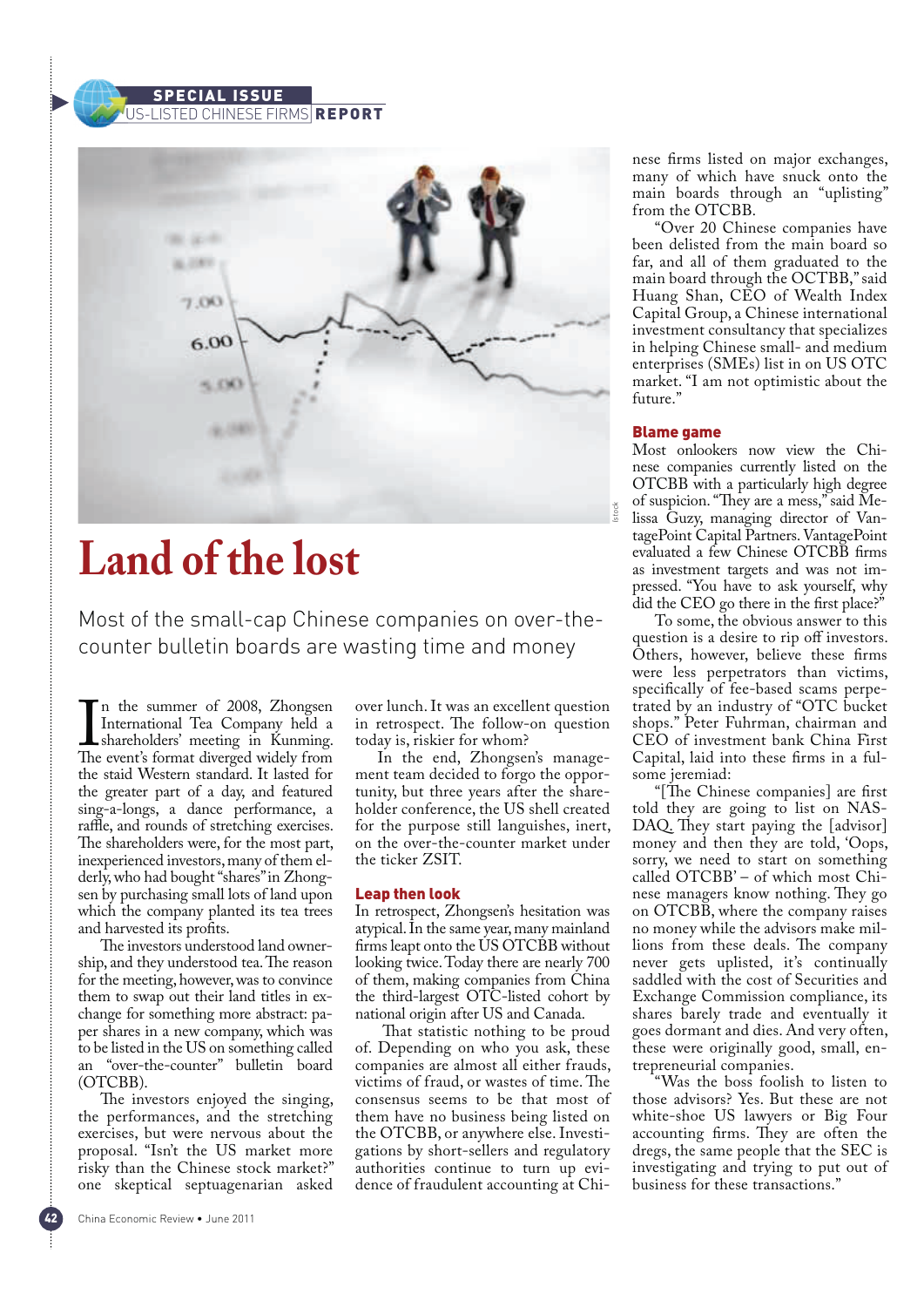# Land of the lost

Most of the small-cap Chinese companies on over-the-counter bulletin boards are wasting time and money

In the summer of 2008, Zhongsen International Tea Company held a shareholders' meeting in Kunming. The event's format diverged widely from the staid Western standard. It lasted for the greater part of a day, and featured sing-a-longs, a dance performance, a raffle, and rounds of stretching exercises. The shareholders were, for the most part, inexperienced investors, many of them elderly, who had bought "shares" in Zhongsen by purchasing small lots of land upon which the company planted its tea trees and harvested its profits.

The investors understood land ownership, and they understood tea. The reason for the meeting, however, was to convince them to swap out their land titles in exchange for something more abstract: paper shares in a new company, which was to be listed in the US on something called an "over-the-counter" bulletin board (OTCBB).

The investors enjoyed the singing, the performances, and the stretching exercises, but were nervous about the proposal. "Isn't the US market more risky than the Chinese stock market?" one skeptical septuagenarian asked over lunch. It was an excellent question in retrospect. The follow-on question today is, riskier for whom?

In the end, Zhongsen's management team decided to forgo the opportunity, but three years after the shareholder meeting, the US shell created for the purpose still languishes, inert, on the over-the-counter market under the ticker ZSIT.

## Leap then look

In retrospect, Zhongsen's hesitation was atypical. In the same year, many mainland firms leapt onto the US OTCBB without looking twice. Today there are nearly 700 of them, making companies from China the third-largest OTC-listed cohort by national origin after US and Canada.

That statistic nothing to be proud of. Depending on who you ask, these companies are almost all either frauds, victims of fraud, or wastes of time. The consensus seems to be that most of them have no business being listed on the OTCBB, or anywhere else. Investigations by short-sellers and regulatory authorities continue to turn up evidence of fraudulent accounting at Chinese firms listed on major exchanges, many of which have snuck onto the main boards through an "uplisting" from the OTCBB.

"Over 20 Chinese companies have been delisted from the main board so far, and all of them graduated to the main board through the OCTBB," said Huang Shan, CEO of Wealth Index Capital Group, a Chinese international investment consultancy that specializes in helping Chinese small- and medium enterprises (SMEs) list in on US OTC market. "I am not optimistic about the future."

## Blame game

Most onlookers now view the Chinese companies currently listed on the OTCBB with a particularly high degree of suspicion. "They are a mess," said Melissa Guzy, managing director of VantagePoint Capital Partners. VantagePoint evaluated a few Chinese OTCBB firms as investment targets and was not impressed. "You have to ask yourself, why did the CEO go there in the first place?"

To some, the obvious answer to this question is a desire to rip off investors. Others, however, believe these firms were less perpetrators than victims, specifically of fee-based scams perpetrated by an industry of "OTC bucket shops." Peter Fuhrman, chairman and CEO of investment bank China First Capital, laid into these firms in a fulsome jeremiad:

"[The Chinese companies] are first told they are going to list on NASDAQ. They start paying the [advisor] money and then they are told, 'Oops, sorry, we need to start on something called OTCBB' – of which most Chinese managers know nothing. They go on OTCBB, where the company raises no money while the advisors make millions from these deals. The company never gets uplisted, it's continually saddled with the cost of Securities and Exchange Commission compliance, its shares barely trade and eventually it goes dormant and dies. And very often, these were originally good, small, entrepreneurial companies.

"Was the boss foolish to listen to those advisors? Yes. But these are not white-shoe US lawyers or Big Four accounting firms. They are often the dregs, the same people that the SEC is investigating and trying to put out of business for these transactions."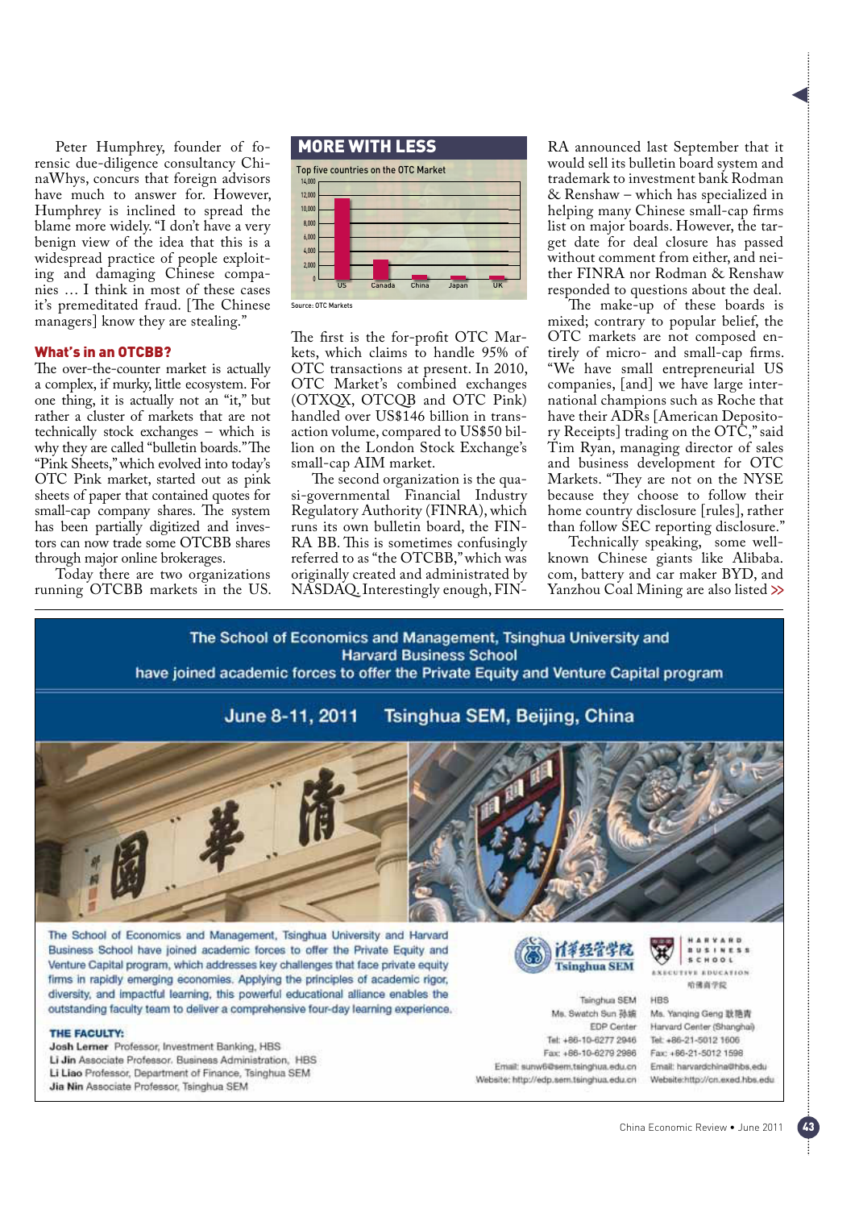Peter Humphrey, founder of forensic due-diligence consultancy ChinaWhys, concurs that foreign advisors have much to answer for. However, Humphrey is inclined to spread the blame more widely. "I don't have a very benign view of the idea that this is a widespread practice of people exploiting and damaging Chinese companies … I think in most of these cases it's premeditated fraud. [The Chinese managers] know they are stealing."

## What's in an OTCBB?

The over-the-counter market is actually a complex, if murky, little ecosystem. For one thing, it is actually not an "it," but rather a cluster of markets that are not technically stock exchanges – which is why they are called "bulletin boards." The "Pink Sheets," which evolved into today's OTC Pink market, started out as pink sheets of paper that contained quotes for small-cap company shares. The system has been partially digitized and investors can now trade some OTCBB shares through major online brokerages.

Today there are two organizations running OTCBB markets in the US. The first is the for-profit OTC Markets, which claims to handle 95% of OTC transactions at present. In 2010, OTC Market's combined exchanges (OTXQX, OTCQB and OTC Pink) handled over US$146 billion in transaction volume, compared to US$50 billion on the London Stock Exchange's small-cap AIM market.

The second organization is the quasi-governmental Financial Industry Regulatory Authority (FINRA), which runs its own bulletin board, the FINRA BB. This is sometimes confusingly referred to as "the OTCBB," which was originally created and administrated by NASDAQ. Interestingly enough, FINRA announced last September that it would sell its bulletin board system and trademark to investment bank Rodman & Renshaw – which has specialized in helping many Chinese small-cap firms list on major boards. However, the target date for deal closure has passed without comment from either, and neither FINRA nor Rodman & Renshaw responded to questions about the deal.

The make-up of these boards is mixed; contrary to popular belief, the OTC markets are not composed entirely of micro- and small-cap firms. "We have small entrepreneurial US companies, [and] we have large international champions such as Roche that have their ADRs [American Depository Receipts] trading on the OTC," said Tim Ryan, managing director of sales and business development for OTC Markets. "They are not on the NYSE because they choose to follow their home country disclosure [rules], rather than follow SEC reporting disclosure."

Technically speaking, some well-known Chinese giants like Alibaba.com, battery and car maker BYD, and Yanzhou Coal Mining are also listed »

### MORE WITH LESS

Top five countries on the OTC Market

(Bar chart: US, Canada, China, Japan, UK; y-axis 0–14,000)

Source: OTC Markets

---

**The School of Economics and Management, Tsinghua University and Harvard Business School have joined academic forces to offer the Private Equity and Venture Capital program**

**June 8-11, 2011 Tsinghua SEM, Beijing, China**

The School of Economics and Management, Tsinghua University and Harvard Business School have joined academic forces to offer the Private Equity and Venture Capital program, which addresses key challenges that face private equity firms in rapidly emerging economies. Applying the principles of academic rigor, diversity, and impactful learning, this powerful educational alliance enables the outstanding faculty team to deliver a comprehensive four-day learning experience.

**THE FACULTY:**
**Josh Lerner** Professor, Investment Banking, HBS
**Li Jin** Associate Professor, Business Administration, HBS
**Li Liao** Professor, Department of Finance, Tsinghua SEM
**Jia Nin** Associate Professor, Tsinghua SEM

清华经管学院 Tsinghua SEM | HARVARD BUSINESS SCHOOL EXECUTIVE EDUCATION 哈佛商学院

Tsinghua SEM
Ms. Swatch Sun 孙婉
EDP Center
Tel: +86-10-6277 2946
Fax: +86-10-6279 2986
Email: sunw6@sem.tsinghua.edu.cn
Website: http://edp.sem.tsinghua.edu.cn

HBS
Ms. Yanqing Geng 耿艳青
Harvard Center (Shanghai)
Tel: +86-21-5012 1606
Fax: +86-21-5012 1598
Email: harvardchina@hbs.edu
Website: http://cn.exed.hbs.edu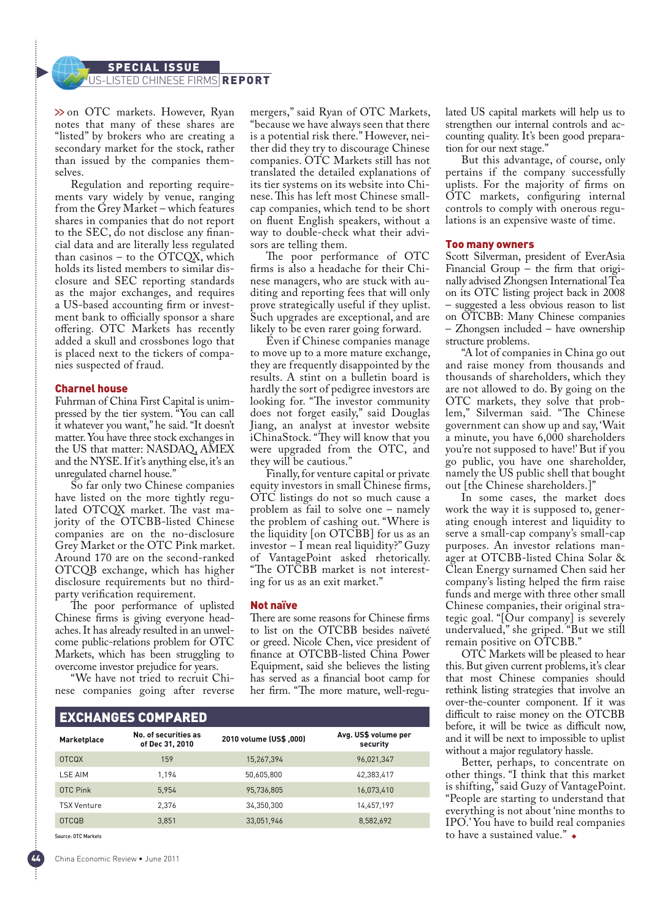» on OTC markets. However, Ryan notes that many of these shares are "listed" by brokers who are creating a secondary market for the stock, rather than issued by the companies themselves.

Regulation and reporting requirements vary widely by venue, ranging from the Grey Market – which features shares in companies that do not report to the SEC, do not disclose any financial data and are literally less regulated than casinos – to the OTCQX, which holds its listed members to similar disclosure and SEC reporting standards as the major exchanges, and requires a US-based accounting firm or investment bank to officially sponsor a share offering. OTC Markets has recently added a skull and crossbones logo that is placed next to the tickers of companies suspected of fraud.

## Charnel house

Fuhrman of China First Capital is unimpressed by the tier system. "You can call it whatever you want," he said. "It doesn't matter. You have three stock exchanges in the US that matter: NASDAQ, AMEX and the NYSE. If it's anything else, it's an unregulated charnel house."

So far only two Chinese companies have listed on the more tightly regulated OTCQX market. The vast majority of the OTCBB-listed Chinese companies are on the no-disclosure Grey Market or the OTC Pink market. Around 170 are on the second-ranked OTCQB exchange, which has higher disclosure requirements but no third-party verification requirement.

The poor performance of uplisted Chinese firms is giving everyone headaches. It has already resulted in an unwelcome public-relations problem for OTC Markets, which has been struggling to overcome investor prejudice for years.

"We have not tried to recruit Chinese companies going after reverse mergers," said Ryan of OTC Markets, "because we have always seen that there is a potential risk there." However, neither did they try to discourage Chinese companies. OTC Markets still has not translated the detailed explanations of its tier systems on its website into Chinese. This has left most Chinese small-cap companies, which tend to be short on fluent English speakers, without a way to double-check what their advisors are telling them.

The poor performance of OTC firms is also a headache for their Chinese managers, who are stuck with auditing and reporting fees that will only prove strategically useful if they uplist. Such upgrades are exceptional, and are likely to be even rarer going forward.

Even if Chinese companies manage to move up to a more mature exchange, they are frequently disappointed by the results. A stint on a bulletin board is hardly the sort of pedigree investors are looking for. "The investor community does not forget easily," said Douglas Jiang, an analyst at investor website iChinaStock. "They will know that you were upgraded from the OTC, and they will be cautious."

Finally, for venture capital or private equity investors in small Chinese firms, OTC listings do not so much cause a problem as fail to solve one – namely the problem of cashing out. "Where is the liquidity [on OTCBB] for us as an investor – I mean real liquidity?" Guzy of VantagePoint asked rhetorically. "The OTCBB market is not interesting for us as an exit market."

## Not naïve

There are some reasons for Chinese firms to list on the OTCBB besides naïveté or greed. Nicole Chen, vice president of finance at OTCBB-listed China Power Equipment, said she believes the listing has served as a financial boot camp for her firm. "The more mature, well-regulated US capital markets will help us to strengthen our internal controls and accounting quality. It's been good preparation for our next stage."

But this advantage, of course, only pertains if the company successfully uplists. For the majority of firms on OTC markets, configuring internal controls to comply with onerous regulations is an expensive waste of time.

## Too many owners

Scott Silverman, president of EverAsia Financial Group – the firm that originally advised Zhongsen International Tea on its OTC listing project back in 2008 – suggested a less obvious reason to list on OTCBB: Many Chinese companies – Zhongsen included – have ownership structure problems.

"A lot of companies in China go out and raise money from thousands and thousands of shareholders, which they are not allowed to do. By going on the OTC markets, they solve that problem," Silverman said. "The Chinese government can show up and say, 'Wait a minute, you have 6,000 shareholders you're not supposed to have!' But if you go public, you have one shareholder, namely the US public shell that bought out [the Chinese shareholders.]"

In some cases, the market does work the way it is supposed to, generating enough interest and liquidity to serve a small-cap company's small-cap purposes. An investor relations manager at OTCBB-listed China Solar & Clean Energy surnamed Chen said her company's listing helped the firm raise funds and merge with three other small Chinese companies, their original strategic goal. "[Our company] is severely undervalued," she griped. "But we still remain positive on OTCBB."

OTC Markets will be pleased to hear this. But given current problems, it's clear that most Chinese companies should rethink listing strategies that involve an over-the-counter component. If it was difficult to raise money on the OTCBB before, it will be twice as difficult now, and it will be next to impossible to uplist without a major regulatory hassle.

Better, perhaps, to concentrate on other things. "I think that this market is shifting," said Guzy of VantagePoint. "People are starting to understand that everything is not about 'nine months to IPO.' You have to build real companies to have a sustained value." ◆

## EXCHANGES COMPARED

| Marketplace | No. of securities as of Dec 31, 2010 | 2010 volume (US$ ,000) | Avg. US$ volume per security |
|---|---|---|---|
| OTCQX | 159 | 15,267,394 | 96,021,347 |
| LSE AIM | 1,194 | 50,605,800 | 42,383,417 |
| OTC Pink | 5,954 | 95,736,805 | 16,073,410 |
| TSX Venture | 2,376 | 34,350,300 | 14,457,197 |
| OTCQB | 3,851 | 33,051,946 | 8,582,692 |

Source: OTC Markets